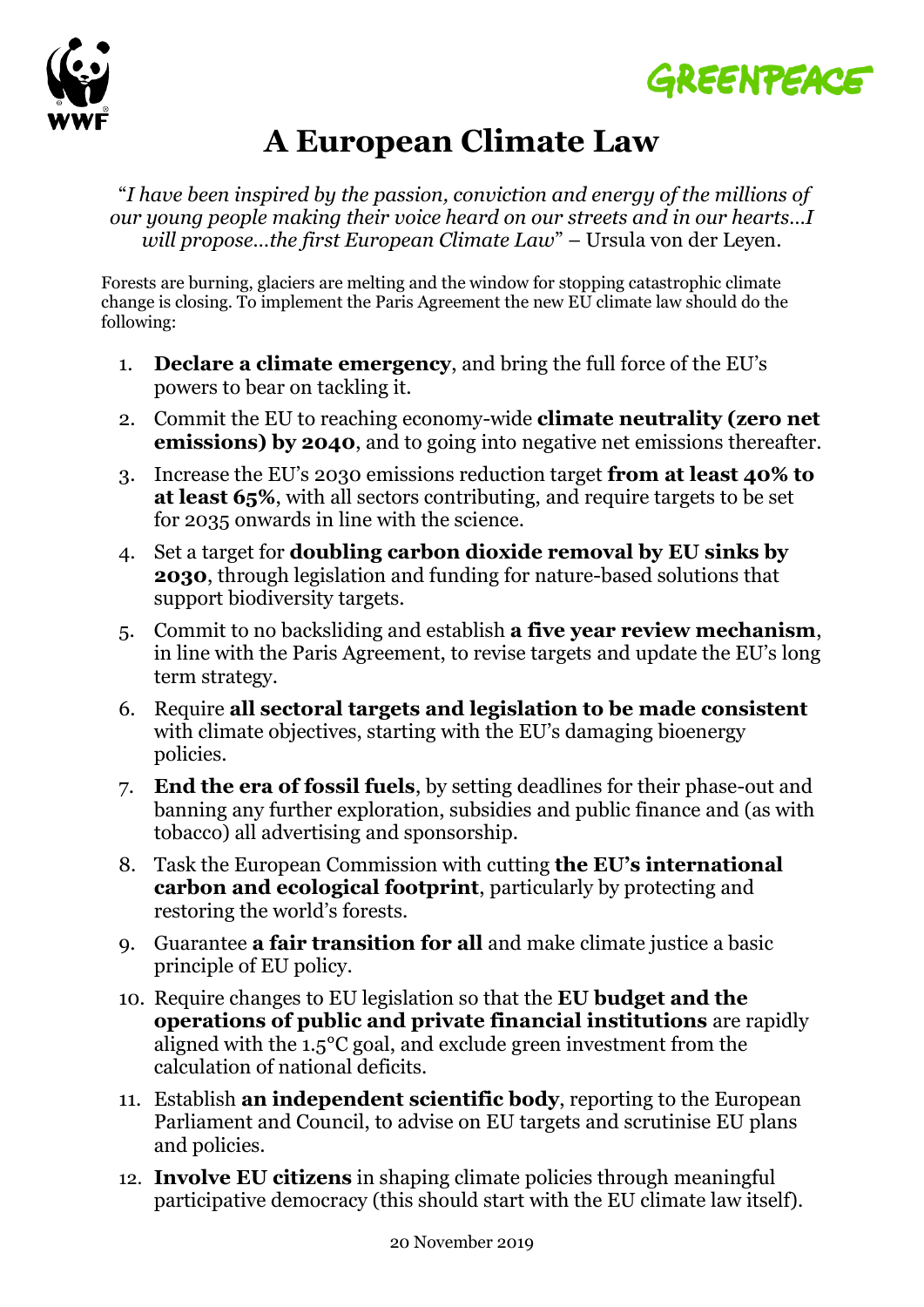# A European Climate Law

"*I have been inspired by the passion, conviction and energy of the millions of our young people making their voice heard on our streets and in our hearts…I will propose…the first European Climate Law*" – Ursula von der Leyen.

Forests are burning, glaciers are melting and the window for stopping catastrophic climate change is closing. To implement the Paris Agreement the new EU climate law should do the following:

1. **Declare a climate emergency**, and bring the full force of the EU's powers to bear on tackling it.
2. Commit the EU to reaching economy-wide **climate neutrality (zero net emissions) by 2040**, and to going into negative net emissions thereafter.
3. Increase the EU's 2030 emissions reduction target **from at least 40% to at least 65%**, with all sectors contributing, and require targets to be set for 2035 onwards in line with the science.
4. Set a target for **doubling carbon dioxide removal by EU sinks by 2030**, through legislation and funding for nature-based solutions that support biodiversity targets.
5. Commit to no backsliding and establish **a five year review mechanism**, in line with the Paris Agreement, to revise targets and update the EU's long term strategy.
6. Require **all sectoral targets and legislation to be made consistent** with climate objectives, starting with the EU's damaging bioenergy policies.
7. **End the era of fossil fuels**, by setting deadlines for their phase-out and banning any further exploration, subsidies and public finance and (as with tobacco) all advertising and sponsorship.
8. Task the European Commission with cutting **the EU's international carbon and ecological footprint**, particularly by protecting and restoring the world's forests.
9. Guarantee **a fair transition for all** and make climate justice a basic principle of EU policy.
10. Require changes to EU legislation so that the **EU budget and the operations of public and private financial institutions** are rapidly aligned with the 1.5°C goal, and exclude green investment from the calculation of national deficits.
11. Establish **an independent scientific body**, reporting to the European Parliament and Council, to advise on EU targets and scrutinise EU plans and policies.
12. **Involve EU citizens** in shaping climate policies through meaningful participative democracy (this should start with the EU climate law itself).

20 November 2019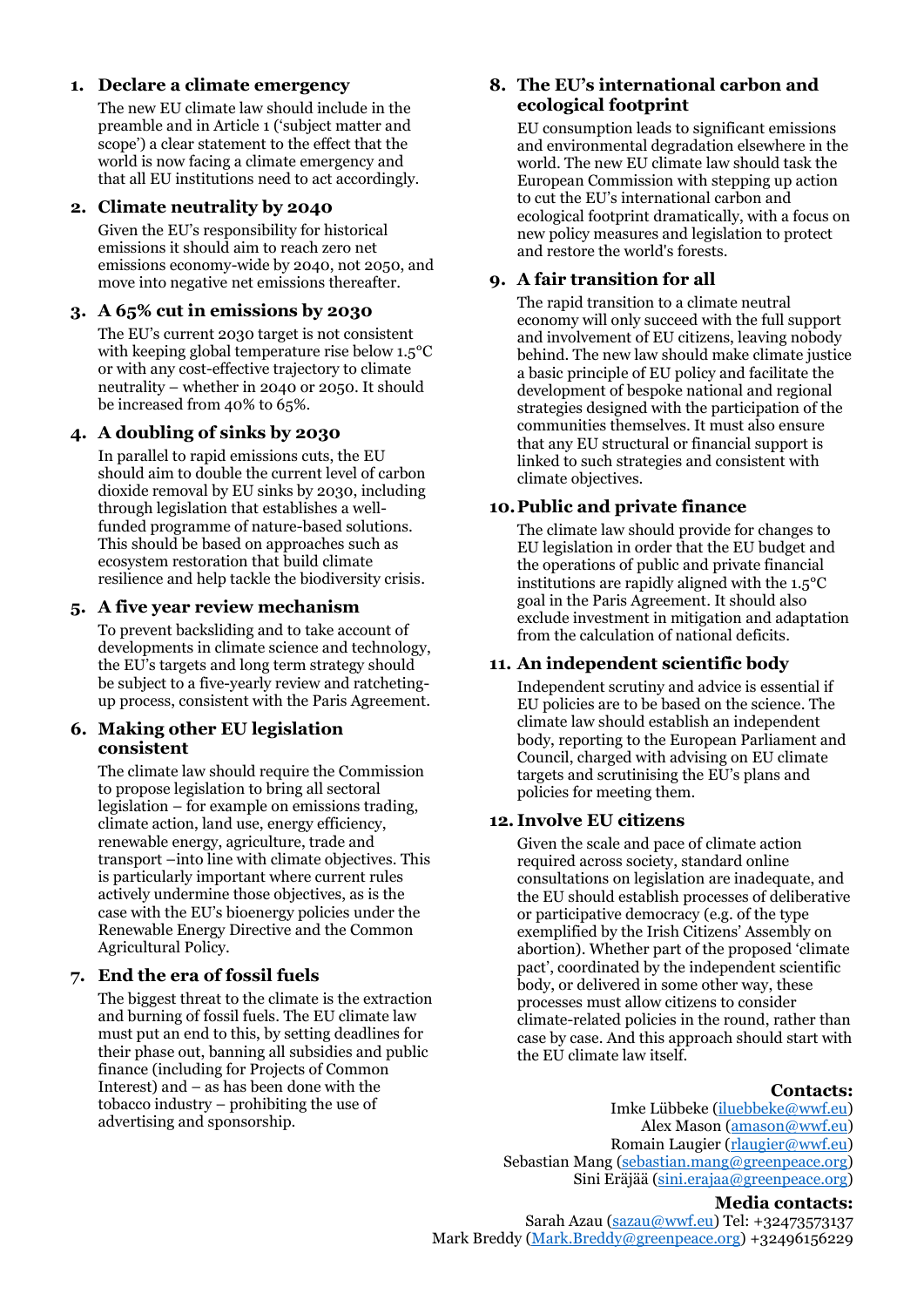1. **Declare a climate emergency**

   The new EU climate law should include in the preamble and in Article 1 ('subject matter and scope') a clear statement to the effect that the world is now facing a climate emergency and that all EU institutions need to act accordingly.

2. **Climate neutrality by 2040**

   Given the EU's responsibility for historical emissions it should aim to reach zero net emissions economy-wide by 2040, not 2050, and move into negative net emissions thereafter.

3. **A 65% cut in emissions by 2030**

   The EU's current 2030 target is not consistent with keeping global temperature rise below 1.5°C or with any cost-effective trajectory to climate neutrality – whether in 2040 or 2050. It should be increased from 40% to 65%.

4. **A doubling of sinks by 2030**

   In parallel to rapid emissions cuts, the EU should aim to double the current level of carbon dioxide removal by EU sinks by 2030, including through legislation that establishes a well-funded programme of nature-based solutions. This should be based on approaches such as ecosystem restoration that build climate resilience and help tackle the biodiversity crisis.

5. **A five year review mechanism**

   To prevent backsliding and to take account of developments in climate science and technology, the EU's targets and long term strategy should be subject to a five-yearly review and ratcheting-up process, consistent with the Paris Agreement.

6. **Making other EU legislation consistent**

   The climate law should require the Commission to propose legislation to bring all sectoral legislation – for example on emissions trading, climate action, land use, energy efficiency, renewable energy, agriculture, trade and transport –into line with climate objectives. This is particularly important where current rules actively undermine those objectives, as is the case with the EU's bioenergy policies under the Renewable Energy Directive and the Common Agricultural Policy.

7. **End the era of fossil fuels**

   The biggest threat to the climate is the extraction and burning of fossil fuels. The EU climate law must put an end to this, by setting deadlines for their phase out, banning all subsidies and public finance (including for Projects of Common Interest) and – as has been done with the tobacco industry – prohibiting the use of advertising and sponsorship.

8. **The EU's international carbon and ecological footprint**

   EU consumption leads to significant emissions and environmental degradation elsewhere in the world. The new EU climate law should task the European Commission with stepping up action to cut the EU's international carbon and ecological footprint dramatically, with a focus on new policy measures and legislation to protect and restore the world's forests.

9. **A fair transition for all**

   The rapid transition to a climate neutral economy will only succeed with the full support and involvement of EU citizens, leaving nobody behind. The new law should make climate justice a basic principle of EU policy and facilitate the development of bespoke national and regional strategies designed with the participation of the communities themselves. It must also ensure that any EU structural or financial support is linked to such strategies and consistent with climate objectives.

10. **Public and private finance**

    The climate law should provide for changes to EU legislation in order that the EU budget and the operations of public and private financial institutions are rapidly aligned with the 1.5°C goal in the Paris Agreement. It should also exclude investment in mitigation and adaptation from the calculation of national deficits.

11. **An independent scientific body**

    Independent scrutiny and advice is essential if EU policies are to be based on the science. The climate law should establish an independent body, reporting to the European Parliament and Council, charged with advising on EU climate targets and scrutinising the EU's plans and policies for meeting them.

12. **Involve EU citizens**

    Given the scale and pace of climate action required across society, standard online consultations on legislation are inadequate, and the EU should establish processes of deliberative or participative democracy (e.g. of the type exemplified by the Irish Citizens' Assembly on abortion). Whether part of the proposed 'climate pact', coordinated by the independent scientific body, or delivered in some other way, these processes must allow citizens to consider climate-related policies in the round, rather than case by case. And this approach should start with the EU climate law itself.

**Contacts:**

Imke Lübbeke (iluebbeke@wwf.eu)
Alex Mason (amason@wwf.eu)
Romain Laugier (rlaugier@wwf.eu)
Sebastian Mang (sebastian.mang@greenpeace.org)
Sini Eräjää (sini.erajaa@greenpeace.org)

**Media contacts:**

Sarah Azau (sazau@wwf.eu) Tel: +32473573137
Mark Breddy (Mark.Breddy@greenpeace.org) +32496156229